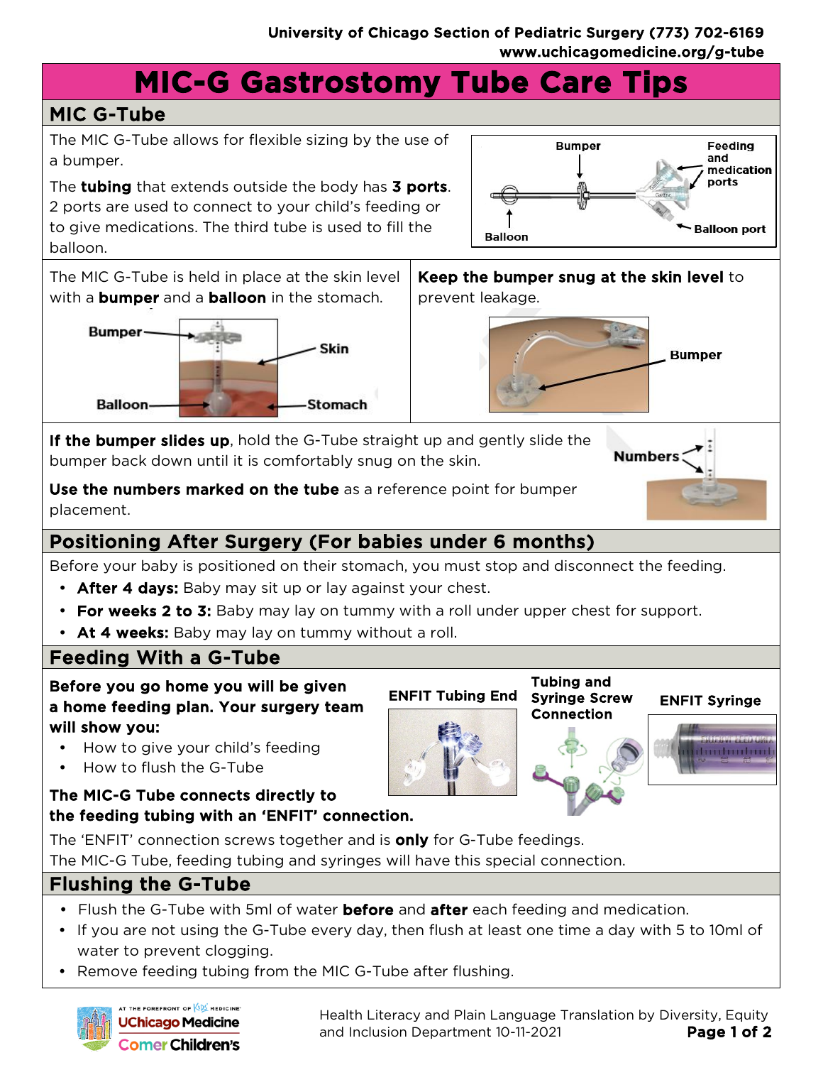University of Chicago Section of Pediatric Surgery (773) 702-6169
www.uchicagomedicine.org/g-tube

# MIC-G Gastrostomy Tube Care Tips

## MIC G-Tube

The MIC G-Tube allows for flexible sizing by the use of a bumper.

The **tubing** that extends outside the body has **3 ports**. 2 ports are used to connect to your child's feeding or to give medications. The third tube is used to fill the balloon.

Bumper
Feeding and medication ports
Balloon
Balloon port

The MIC G-Tube is held in place at the skin level with a **bumper** and a **balloon** in the stomach.

Bumper
Skin
Balloon
Stomach

**Keep the bumper snug at the skin level** to prevent leakage.

Bumper

**If the bumper slides up**, hold the G-Tube straight up and gently slide the bumper back down until it is comfortably snug on the skin.

**Use the numbers marked on the tube** as a reference point for bumper placement.

Numbers

## Positioning After Surgery (For babies under 6 months)

Before your baby is positioned on their stomach, you must stop and disconnect the feeding.

- **After 4 days:** Baby may sit up or lay against your chest.
- **For weeks 2 to 3:** Baby may lay on tummy with a roll under upper chest for support.
- **At 4 weeks:** Baby may lay on tummy without a roll.

## Feeding With a G-Tube

**Before you go home you will be given a home feeding plan. Your surgery team will show you:**

- How to give your child's feeding
- How to flush the G-Tube

**The MIC-G Tube connects directly to the feeding tubing with an 'ENFIT' connection.**

ENFIT Tubing End

Tubing and Syringe Screw Connection

ENFIT Syringe

The 'ENFIT' connection screws together and is **only** for G-Tube feedings.
The MIC-G Tube, feeding tubing and syringes will have this special connection.

## Flushing the G-Tube

- Flush the G-Tube with 5ml of water **before** and **after** each feeding and medication.
- If you are not using the G-Tube every day, then flush at least one time a day with 5 to 10ml of water to prevent clogging.
- Remove feeding tubing from the MIC G-Tube after flushing.

At the forefront of Kids' Medicine — UChicago Medicine Comer Children's

Health Literacy and Plain Language Translation by Diversity, Equity and Inclusion Department 10-11-2021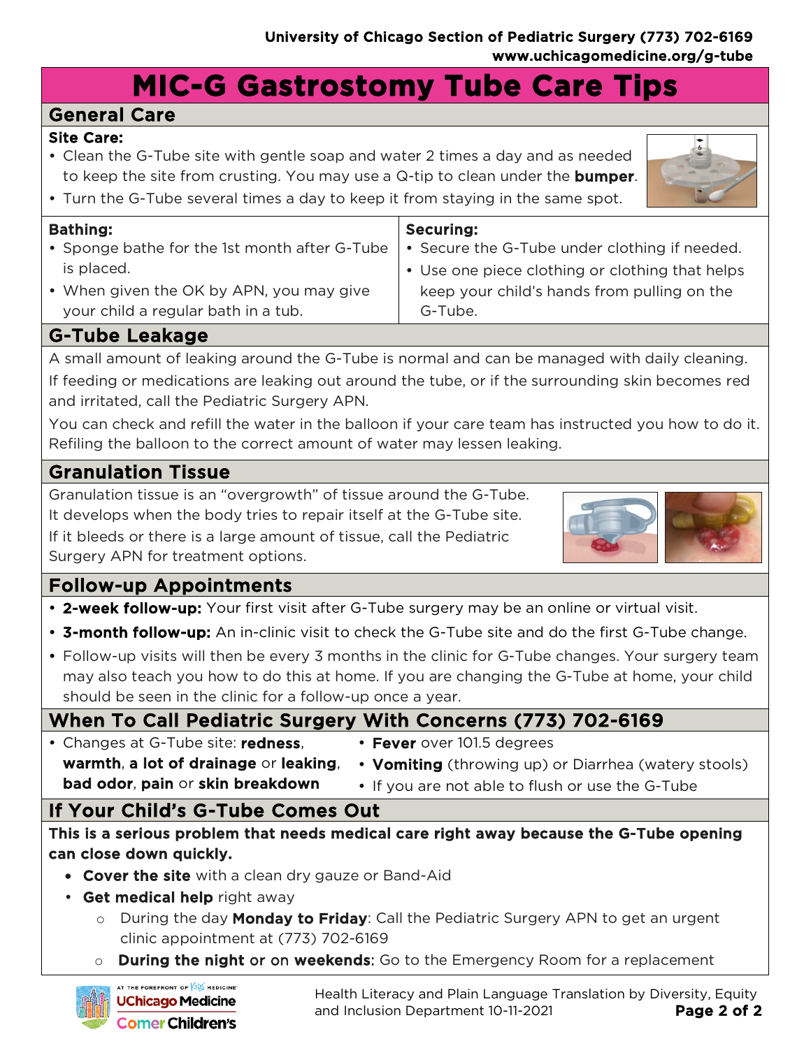# MIC-G Gastrostomy Tube Care Tips

## General Care

### Site Care:

- Clean the G-Tube site with gentle soap and water 2 times a day and as needed to keep the site from crusting. You may use a Q-tip to clean under the **bumper**.
- Turn the G-Tube several times a day to keep it from staying in the same spot.

### Bathing:

- Sponge bathe for the 1st month after G-Tube is placed.
- When given the OK by APN, you may give your child a regular bath in a tub.

### Securing:

- Secure the G-Tube under clothing if needed.
- Use one piece clothing or clothing that helps keep your child's hands from pulling on the G-Tube.

## G-Tube Leakage

A small amount of leaking around the G-Tube is normal and can be managed with daily cleaning.

If feeding or medications are leaking out around the tube, or if the surrounding skin becomes red and irritated, call the Pediatric Surgery APN.

You can check and refill the water in the balloon if your care team has instructed you how to do it. Refilling the balloon to the correct amount of water may lessen leaking.

## Granulation Tissue

Granulation tissue is an "overgrowth" of tissue around the G-Tube. It develops when the body tries to repair itself at the G-Tube site. If it bleeds or there is a large amount of tissue, call the Pediatric Surgery APN for treatment options.

## Follow-up Appointments

- **2-week follow-up:** Your first visit after G-Tube surgery may be an online or virtual visit.
- **3-month follow-up:** An in-clinic visit to check the G-Tube site and do the first G-Tube change.
- Follow-up visits will then be every 3 months in the clinic for G-Tube changes. Your surgery team may also teach you how to do this at home. If you are changing the G-Tube at home, your child should be seen in the clinic for a follow-up once a year.

## When To Call Pediatric Surgery With Concerns (773) 702-6169

- Changes at G-Tube site: **redness**, **warmth**, **a lot of drainage** or **leaking**, **bad odor**, **pain** or **skin breakdown**
- **Fever** over 101.5 degrees
- **Vomiting** (throwing up) or Diarrhea (watery stools)
- If you are not able to flush or use the G-Tube

## If Your Child's G-Tube Comes Out

**This is a serious problem that needs medical care right away because the G-Tube opening can close down quickly.**

- **Cover the site** with a clean dry gauze or Band-Aid
- **Get medical help** right away
  - During the day **Monday to Friday**: Call the Pediatric Surgery APN to get an urgent clinic appointment at (773) 702-6169
  - **During the night** or on **weekends**: Go to the Emergency Room for a replacement

Health Literacy and Plain Language Translation by Diversity, Equity and Inclusion Department 10-11-2021